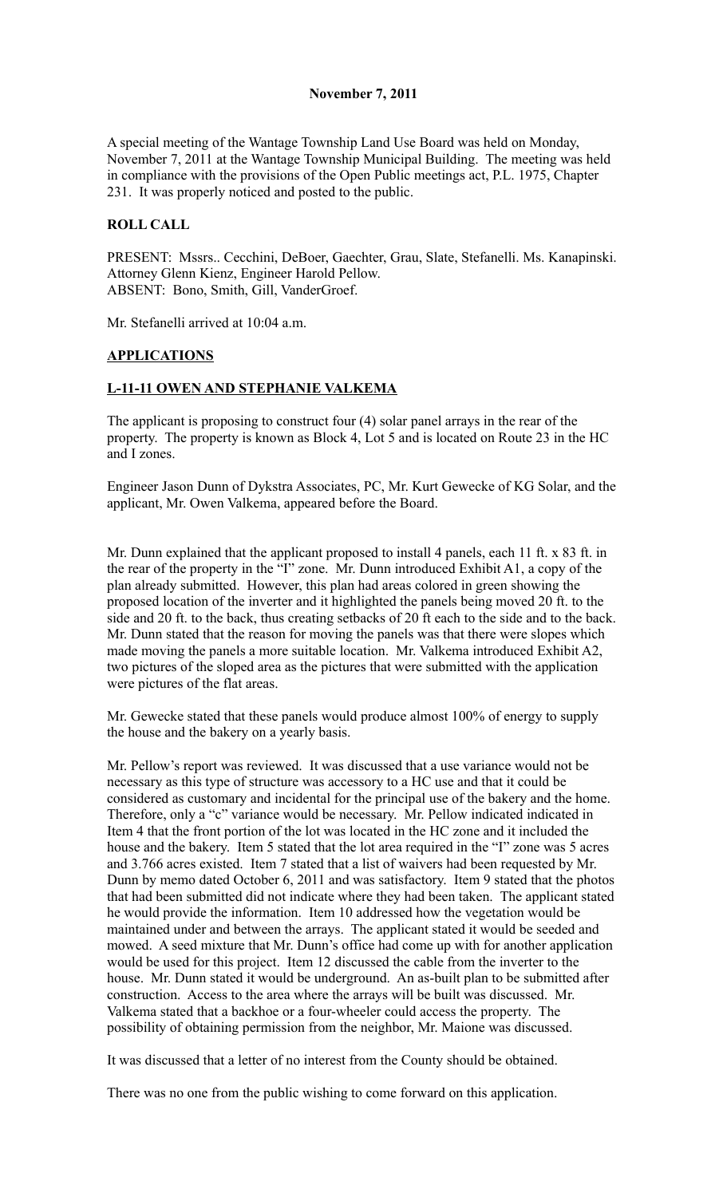**November 7, 2011**

A special meeting of the Wantage Township Land Use Board was held on Monday, November 7, 2011 at the Wantage Township Municipal Building. The meeting was held in compliance with the provisions of the Open Public meetings act, P.L. 1975, Chapter 231. It was properly noticed and posted to the public.

**ROLL CALL**

PRESENT: Mssrs.. Cecchini, DeBoer, Gaechter, Grau, Slate, Stefanelli. Ms. Kanapinski. Attorney Glenn Kienz, Engineer Harold Pellow.
ABSENT: Bono, Smith, Gill, VanderGroef.

Mr. Stefanelli arrived at 10:04 a.m.

**APPLICATIONS**

**L-11-11 OWEN AND STEPHANIE VALKEMA**

The applicant is proposing to construct four (4) solar panel arrays in the rear of the property. The property is known as Block 4, Lot 5 and is located on Route 23 in the HC and I zones.

Engineer Jason Dunn of Dykstra Associates, PC, Mr. Kurt Gewecke of KG Solar, and the applicant, Mr. Owen Valkema, appeared before the Board.

Mr. Dunn explained that the applicant proposed to install 4 panels, each 11 ft. x 83 ft. in the rear of the property in the "I" zone. Mr. Dunn introduced Exhibit A1, a copy of the plan already submitted. However, this plan had areas colored in green showing the proposed location of the inverter and it highlighted the panels being moved 20 ft. to the side and 20 ft. to the back, thus creating setbacks of 20 ft each to the side and to the back. Mr. Dunn stated that the reason for moving the panels was that there were slopes which made moving the panels a more suitable location. Mr. Valkema introduced Exhibit A2, two pictures of the sloped area as the pictures that were submitted with the application were pictures of the flat areas.

Mr. Gewecke stated that these panels would produce almost 100% of energy to supply the house and the bakery on a yearly basis.

Mr. Pellow's report was reviewed. It was discussed that a use variance would not be necessary as this type of structure was accessory to a HC use and that it could be considered as customary and incidental for the principal use of the bakery and the home. Therefore, only a "c" variance would be necessary. Mr. Pellow indicated indicated in Item 4 that the front portion of the lot was located in the HC zone and it included the house and the bakery. Item 5 stated that the lot area required in the "I" zone was 5 acres and 3.766 acres existed. Item 7 stated that a list of waivers had been requested by Mr. Dunn by memo dated October 6, 2011 and was satisfactory. Item 9 stated that the photos that had been submitted did not indicate where they had been taken. The applicant stated he would provide the information. Item 10 addressed how the vegetation would be maintained under and between the arrays. The applicant stated it would be seeded and mowed. A seed mixture that Mr. Dunn's office had come up with for another application would be used for this project. Item 12 discussed the cable from the inverter to the house. Mr. Dunn stated it would be underground. An as-built plan to be submitted after construction. Access to the area where the arrays will be built was discussed. Mr. Valkema stated that a backhoe or a four-wheeler could access the property. The possibility of obtaining permission from the neighbor, Mr. Maione was discussed.

It was discussed that a letter of no interest from the County should be obtained.

There was no one from the public wishing to come forward on this application.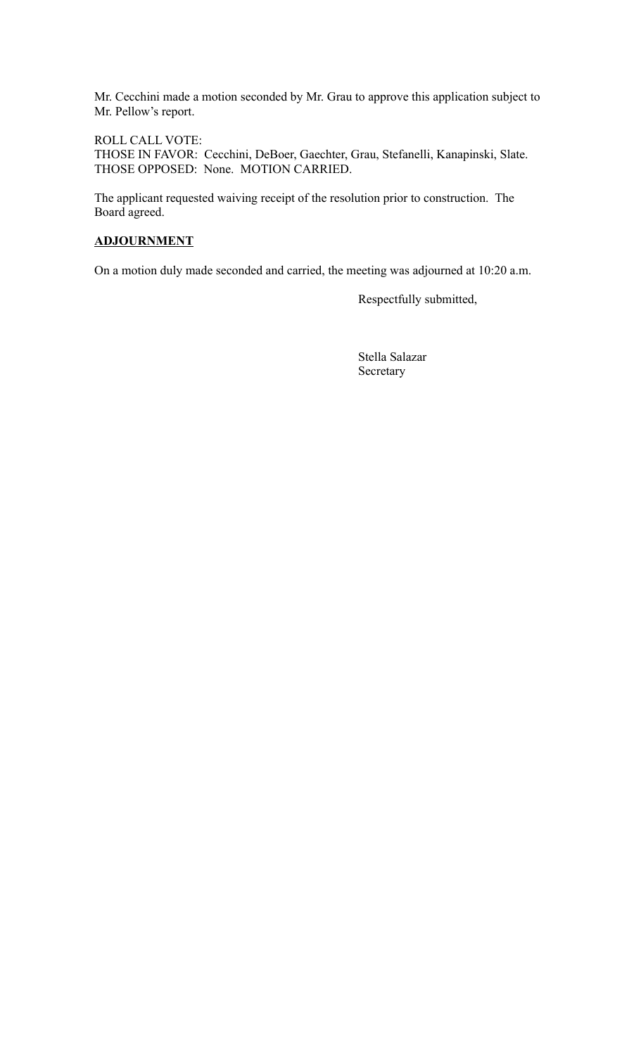Mr. Cecchini made a motion seconded by Mr. Grau to approve this application subject to Mr. Pellow's report.

ROLL CALL VOTE:
THOSE IN FAVOR: Cecchini, DeBoer, Gaechter, Grau, Stefanelli, Kanapinski, Slate.
THOSE OPPOSED: None. MOTION CARRIED.

The applicant requested waiving receipt of the resolution prior to construction. The Board agreed.

**ADJOURNMENT**

On a motion duly made seconded and carried, the meeting was adjourned at 10:20 a.m.

Respectfully submitted,

Stella Salazar
Secretary